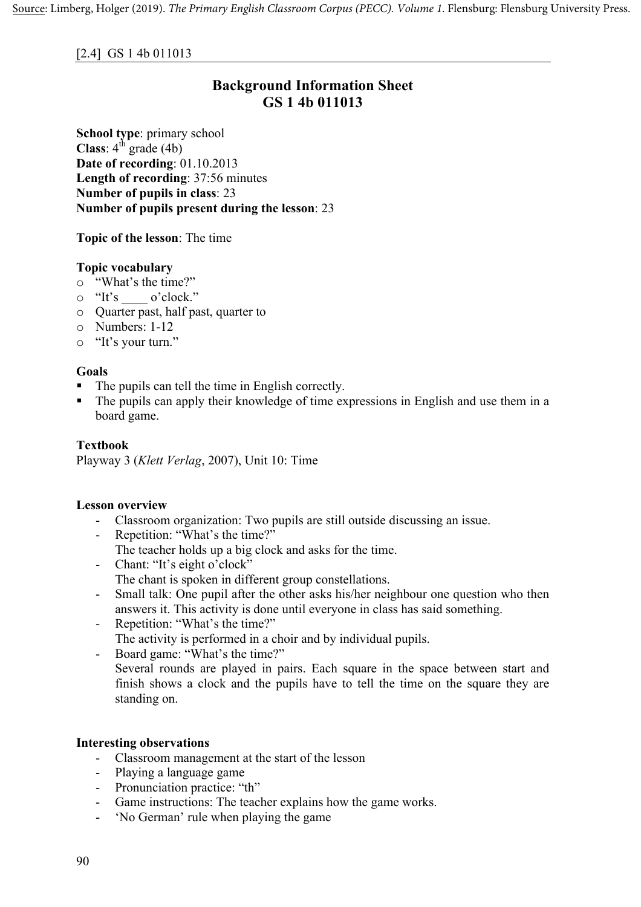Source: Limberg, Holger (2019). *The Primary English Classroom Corpus (PECC). Volume 1*. Flensburg: Flensburg University Press.

[2.4] GS 1 4b 011013

# Background Information Sheet
# GS 1 4b 011013

**School type**: primary school
**Class**: 4th grade (4b)
**Date of recording**: 01.10.2013
**Length of recording**: 37:56 minutes
**Number of pupils in class**: 23
**Number of pupils present during the lesson**: 23

**Topic of the lesson**: The time

**Topic vocabulary**

- "What's the time?"
- "It's ____ o'clock."
- Quarter past, half past, quarter to
- Numbers: 1-12
- "It's your turn."

**Goals**

- The pupils can tell the time in English correctly.
- The pupils can apply their knowledge of time expressions in English and use them in a board game.

**Textbook**

Playway 3 (*Klett Verlag*, 2007), Unit 10: Time

**Lesson overview**

- Classroom organization: Two pupils are still outside discussing an issue.
- Repetition: "What's the time?"
  The teacher holds up a big clock and asks for the time.
- Chant: "It's eight o'clock"
  The chant is spoken in different group constellations.
- Small talk: One pupil after the other asks his/her neighbour one question who then answers it. This activity is done until everyone in class has said something.
- Repetition: "What's the time?"
  The activity is performed in a choir and by individual pupils.
- Board game: "What's the time?"
  Several rounds are played in pairs. Each square in the space between start and finish shows a clock and the pupils have to tell the time on the square they are standing on.

**Interesting observations**

- Classroom management at the start of the lesson
- Playing a language game
- Pronunciation practice: "th"
- Game instructions: The teacher explains how the game works.
- 'No German' rule when playing the game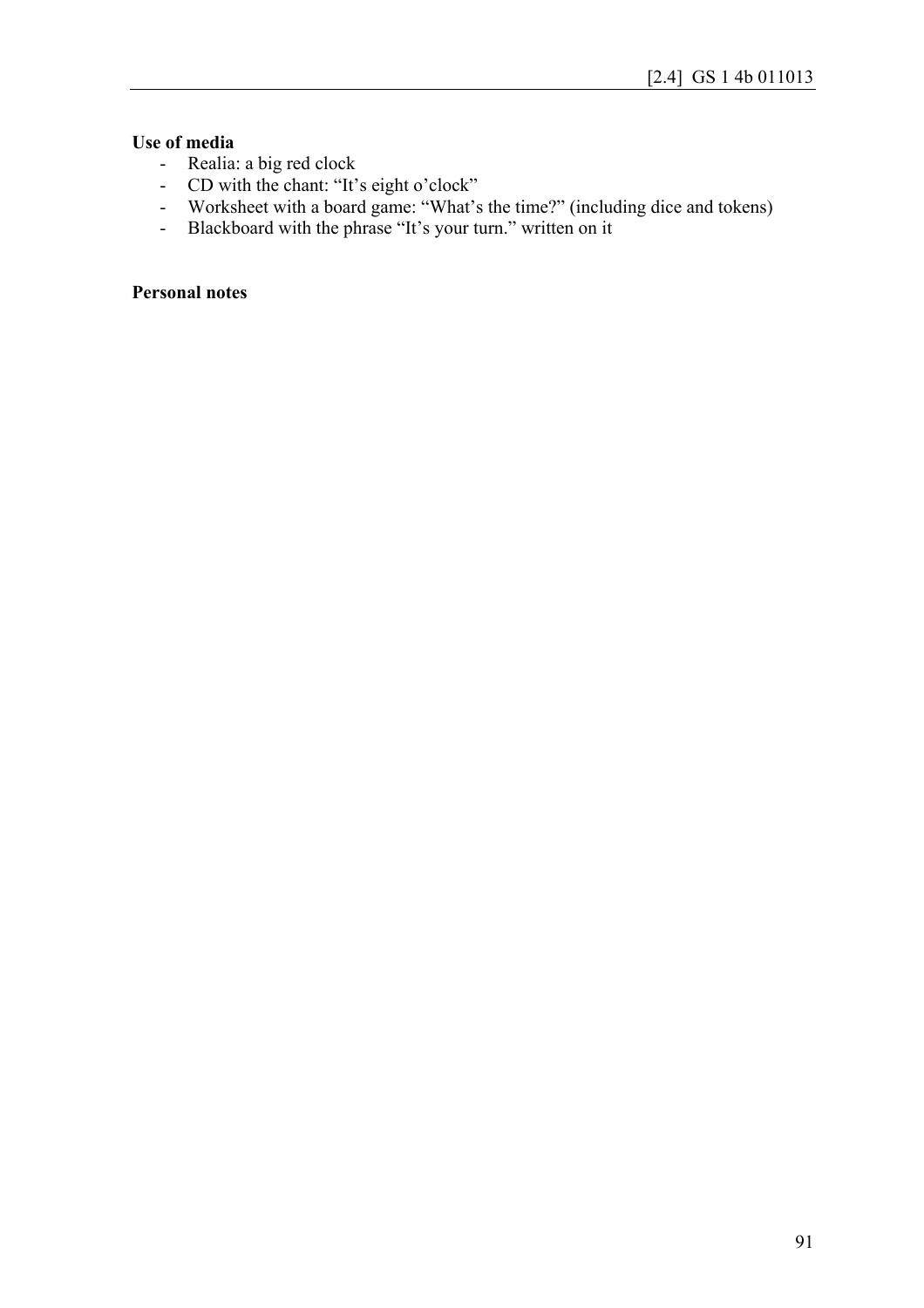**Use of media**

- Realia: a big red clock
- CD with the chant: "It's eight o'clock"
- Worksheet with a board game: "What's the time?" (including dice and tokens)
- Blackboard with the phrase "It's your turn." written on it

**Personal notes**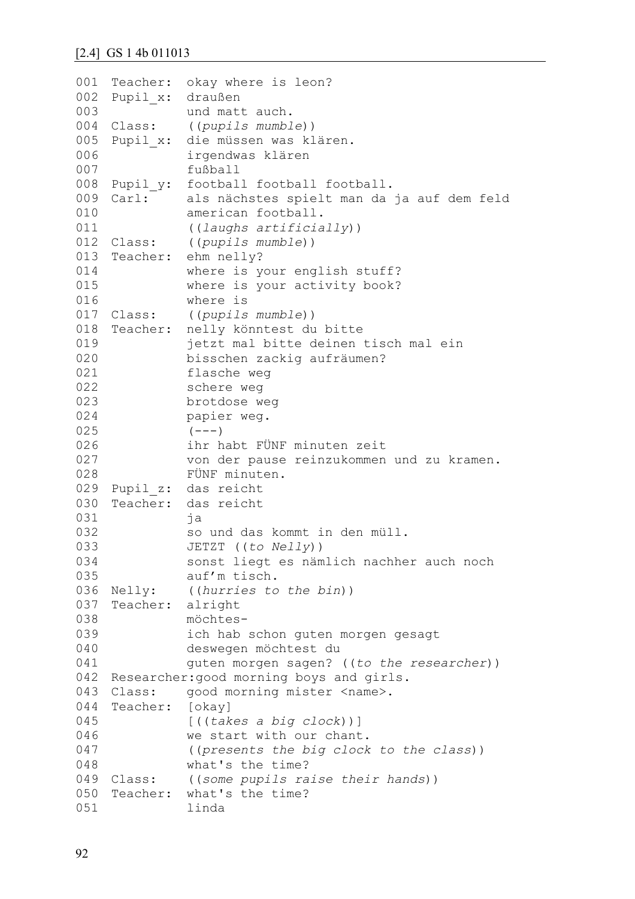[2.4] GS 1 4b 011013

```
001  Teacher:  okay where is leon?
002  Pupil_x:  draußen
003            und matt auch.
004  Class:    ((pupils mumble))
005  Pupil_x:  die müssen was klären.
006            irgendwas klären
007            fußball
008  Pupil_y:  football football football.
009  Carl:     als nächstes spielt man da ja auf dem feld
010            american football.
011            ((laughs artificially))
012  Class:    ((pupils mumble))
013  Teacher:  ehm nelly?
014            where is your english stuff?
015            where is your activity book?
016            where is
017  Class:    ((pupils mumble))
018  Teacher:  nelly könntest du bitte
019            jetzt mal bitte deinen tisch mal ein
020            bisschen zackig aufräumen?
021            flasche weg
022            schere weg
023            brotdose weg
024            papier weg.
025            (---)
026            ihr habt FÜNF minuten zeit
027            von der pause reinzukommen und zu kramen.
028            FÜNF minuten.
029  Pupil_z:  das reicht
030  Teacher:  das reicht
031            ja
032            so und das kommt in den müll.
033            JETZT ((to Nelly))
034            sonst liegt es nämlich nachher auch noch
035            auf'm tisch.
036  Nelly:    ((hurries to the bin))
037  Teacher:  alright
038            möchtes-
039            ich hab schon guten morgen gesagt
040            deswegen möchtest du
041            guten morgen sagen? ((to the researcher))
042  Researcher:good morning boys and girls.
043  Class:    good morning mister <name>.
044  Teacher:  [okay]
045            [((takes a big clock))]
046            we start with our chant.
047            ((presents the big clock to the class))
048            what's the time?
049  Class:    ((some pupils raise their hands))
050  Teacher:  what's the time?
051            linda
```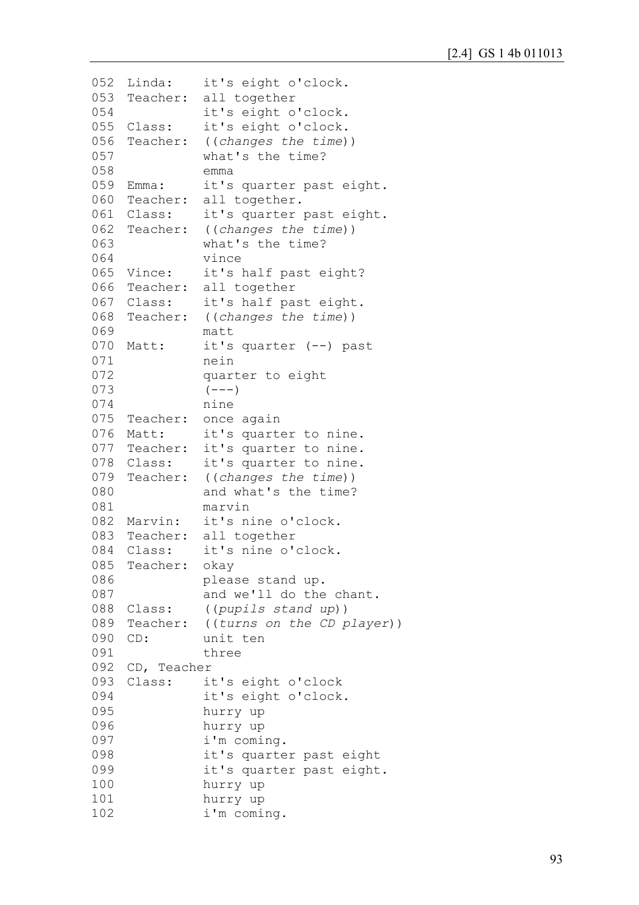```
052  Linda:    it's eight o'clock.
053  Teacher:  all together
054            it's eight o'clock.
055  Class:    it's eight o'clock.
056  Teacher:  ((changes the time))
057            what's the time?
058            emma
059  Emma:     it's quarter past eight.
060  Teacher:  all together.
061  Class:    it's quarter past eight.
062  Teacher:  ((changes the time))
063            what's the time?
064            vince
065  Vince:    it's half past eight?
066  Teacher:  all together
067  Class:    it's half past eight.
068  Teacher:  ((changes the time))
069            matt
070  Matt:     it's quarter (--) past
071            nein
072            quarter to eight
073            (---)
074            nine
075  Teacher:  once again
076  Matt:     it's quarter to nine.
077  Teacher:  it's quarter to nine.
078  Class:    it's quarter to nine.
079  Teacher:  ((changes the time))
080            and what's the time?
081            marvin
082  Marvin:   it's nine o'clock.
083  Teacher:  all together
084  Class:    it's nine o'clock.
085  Teacher:  okay
086            please stand up.
087            and we'll do the chant.
088  Class:    ((pupils stand up))
089  Teacher:  ((turns on the CD player))
090  CD:       unit ten
091            three
092  CD, Teacher
093  Class:    it's eight o'clock
094            it's eight o'clock.
095            hurry up
096            hurry up
097            i'm coming.
098            it's quarter past eight
099            it's quarter past eight.
100            hurry up
101            hurry up
102            i'm coming.
```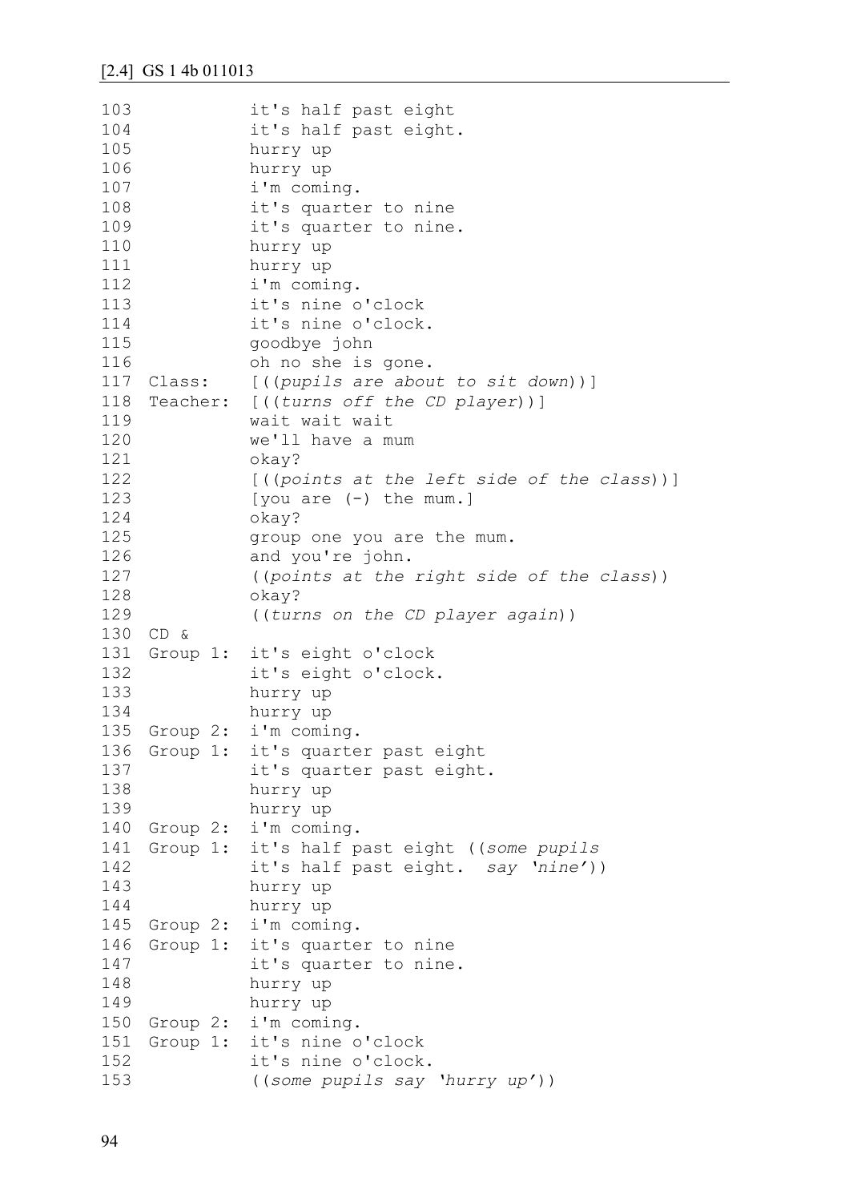[2.4] GS 1 4b 011013

```
103           it's half past eight
104           it's half past eight.
105           hurry up
106           hurry up
107           i'm coming.
108           it's quarter to nine
109           it's quarter to nine.
110           hurry up
111           hurry up
112           i'm coming.
113           it's nine o'clock
114           it's nine o'clock.
115           goodbye john
116           oh no she is gone.
117 Class:    [((pupils are about to sit down))]
118 Teacher:  [((turns off the CD player))]
119           wait wait wait
120           we'll have a mum
121           okay?
122           [((points at the left side of the class))]
123           [you are (-) the mum.]
124           okay?
125           group one you are the mum.
126           and you're john.
127           ((points at the right side of the class))
128           okay?
129           ((turns on the CD player again))
130 CD &
131 Group 1:  it's eight o'clock
132           it's eight o'clock.
133           hurry up
134           hurry up
135 Group 2:  i'm coming.
136 Group 1:  it's quarter past eight
137           it's quarter past eight.
138           hurry up
139           hurry up
140 Group 2:  i'm coming.
141 Group 1:  it's half past eight ((some pupils
142           it's half past eight.  say 'nine'))
143           hurry up
144           hurry up
145 Group 2:  i'm coming.
146 Group 1:  it's quarter to nine
147           it's quarter to nine.
148           hurry up
149           hurry up
150 Group 2:  i'm coming.
151 Group 1:  it's nine o'clock
152           it's nine o'clock.
153           ((some pupils say 'hurry up'))
```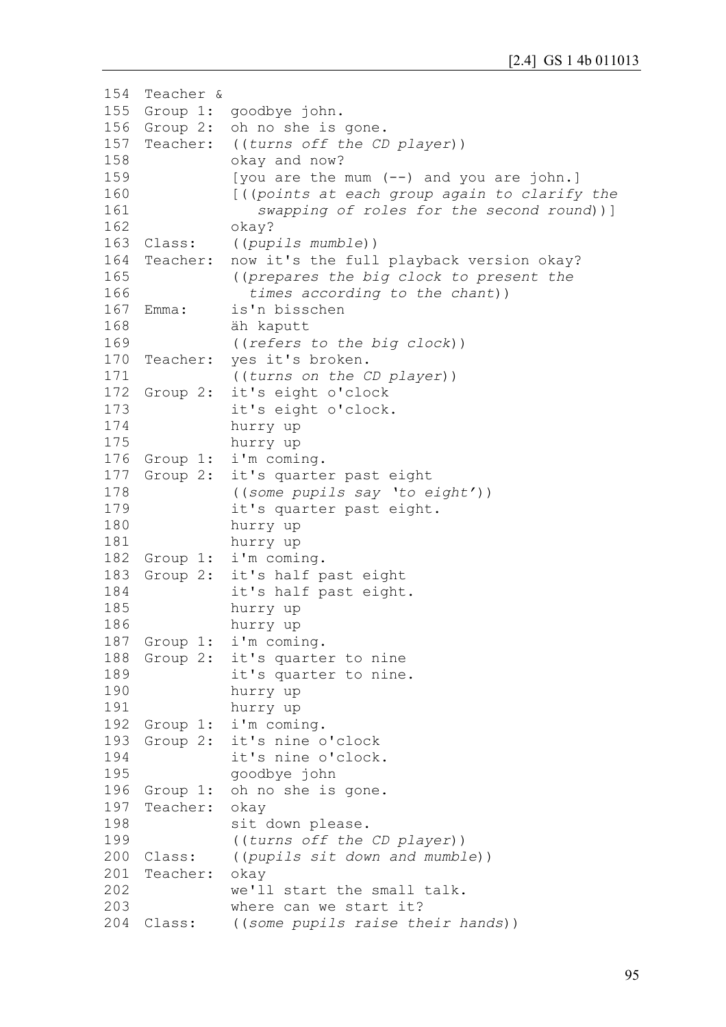```
154  Teacher &
155  Group 1:  goodbye john.
156  Group 2:  oh no she is gone.
157  Teacher:  ((turns off the CD player))
158            okay and now?
159            [you are the mum (--) and you are john.]
160            [((points at each group again to clarify the
161               swapping of roles for the second round))]
162            okay?
163  Class:    ((pupils mumble))
164  Teacher:  now it's the full playback version okay?
165            ((prepares the big clock to present the
166              times according to the chant))
167  Emma:     is'n bisschen
168            äh kaputt
169            ((refers to the big clock))
170  Teacher:  yes it's broken.
171            ((turns on the CD player))
172  Group 2:  it's eight o'clock
173            it's eight o'clock.
174            hurry up
175            hurry up
176  Group 1:  i'm coming.
177  Group 2:  it's quarter past eight
178            ((some pupils say 'to eight'))
179            it's quarter past eight.
180            hurry up
181            hurry up
182  Group 1:  i'm coming.
183  Group 2:  it's half past eight
184            it's half past eight.
185            hurry up
186            hurry up
187  Group 1:  i'm coming.
188  Group 2:  it's quarter to nine
189            it's quarter to nine.
190            hurry up
191            hurry up
192  Group 1:  i'm coming.
193  Group 2:  it's nine o'clock
194            it's nine o'clock.
195            goodbye john
196  Group 1:  oh no she is gone.
197  Teacher:  okay
198            sit down please.
199            ((turns off the CD player))
200  Class:    ((pupils sit down and mumble))
201  Teacher:  okay
202            we'll start the small talk.
203            where can we start it?
204  Class:    ((some pupils raise their hands))
```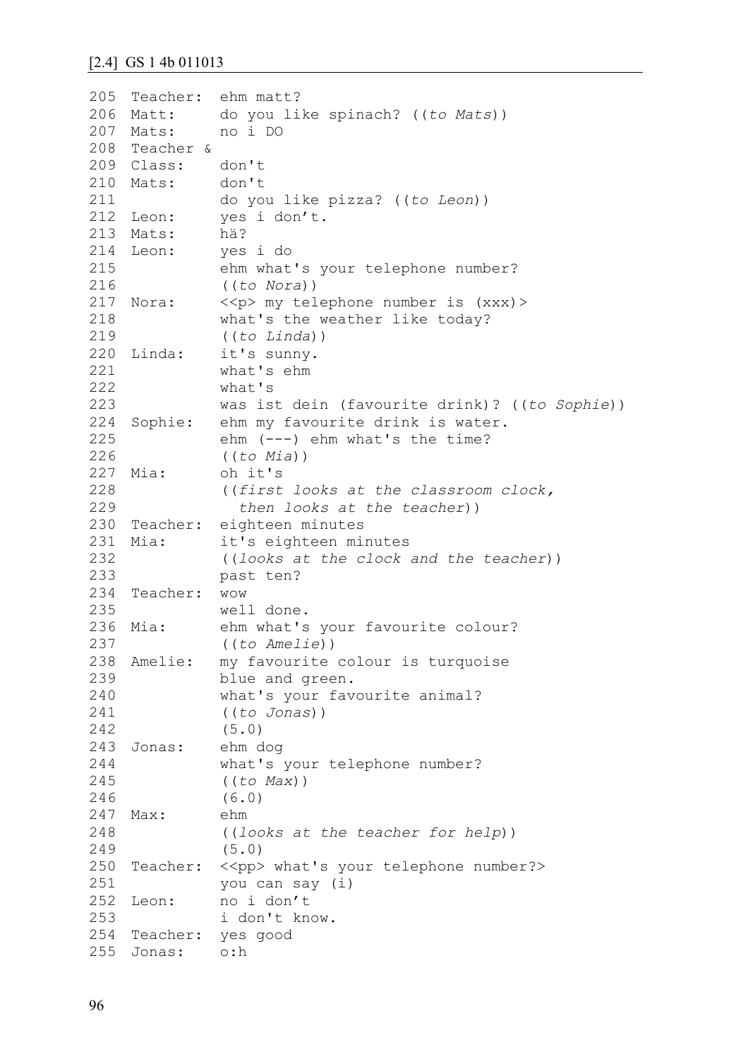[2.4] GS 1 4b 011013

```
205  Teacher:  ehm matt?
206  Matt:     do you like spinach? ((to Mats))
207  Mats:     no i DO
208  Teacher &
209  Class:    don't
210  Mats:     don't
211            do you like pizza? ((to Leon))
212  Leon:     yes i don't.
213  Mats:     hä?
214  Leon:     yes i do
215            ehm what's your telephone number?
216            ((to Nora))
217  Nora:     <<p> my telephone number is (xxx)>
218            what's the weather like today?
219            ((to Linda))
220  Linda:    it's sunny.
221            what's ehm
222            what's
223            was ist dein (favourite drink)? ((to Sophie))
224  Sophie:   ehm my favourite drink is water.
225            ehm (---) ehm what's the time?
226            ((to Mia))
227  Mia:      oh it's
228            ((first looks at the classroom clock,
229              then looks at the teacher))
230  Teacher:  eighteen minutes
231  Mia:      it's eighteen minutes
232            ((looks at the clock and the teacher))
233            past ten?
234  Teacher:  wow
235            well done.
236  Mia:      ehm what's your favourite colour?
237            ((to Amelie))
238  Amelie:   my favourite colour is turquoise
239            blue and green.
240            what's your favourite animal?
241            ((to Jonas))
242            (5.0)
243  Jonas:    ehm dog
244            what's your telephone number?
245            ((to Max))
246            (6.0)
247  Max:      ehm
248            ((looks at the teacher for help))
249            (5.0)
250  Teacher:  <<pp> what's your telephone number?>
251            you can say (i)
252  Leon:     no i don't
253            i don't know.
254  Teacher:  yes good
255  Jonas:    o:h
```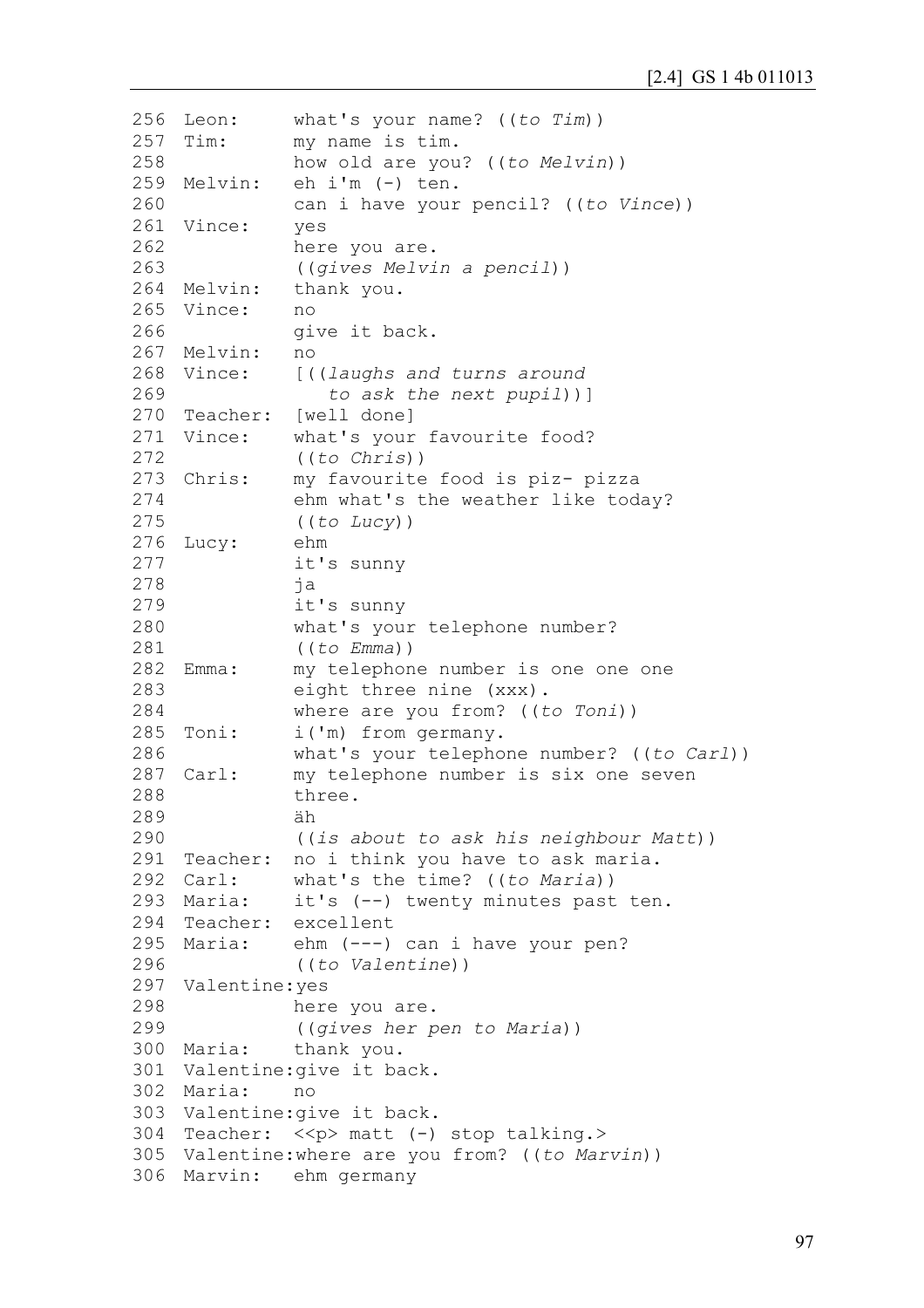[2.4] GS 1 4b 011013

```
256  Leon:      what's your name? ((to Tim))
257  Tim:       my name is tim.
258             how old are you? ((to Melvin))
259  Melvin:    eh i'm (-) ten.
260             can i have your pencil? ((to Vince))
261  Vince:     yes
262             here you are.
263             ((gives Melvin a pencil))
264  Melvin:    thank you.
265  Vince:     no
266             give it back.
267  Melvin:    no
268  Vince:     [((laughs and turns around
269                to ask the next pupil))]
270  Teacher:   [well done]
271  Vince:     what's your favourite food?
272             ((to Chris))
273  Chris:     my favourite food is piz- pizza
274             ehm what's the weather like today?
275             ((to Lucy))
276  Lucy:      ehm
277             it's sunny
278             ja
279             it's sunny
280             what's your telephone number?
281             ((to Emma))
282  Emma:      my telephone number is one one one
283             eight three nine (xxx).
284             where are you from? ((to Toni))
285  Toni:      i('m) from germany.
286             what's your telephone number? ((to Carl))
287  Carl:      my telephone number is six one seven
288             three.
289             äh
290             ((is about to ask his neighbour Matt))
291  Teacher:   no i think you have to ask maria.
292  Carl:      what's the time? ((to Maria))
293  Maria:     it's (--) twenty minutes past ten.
294  Teacher:   excellent
295  Maria:     ehm (---) can i have your pen?
296             ((to Valentine))
297  Valentine:yes
298             here you are.
299             ((gives her pen to Maria))
300  Maria:     thank you.
301  Valentine:give it back.
302  Maria:     no
303  Valentine:give it back.
304  Teacher:   <<p> matt (-) stop talking.>
305  Valentine:where are you from? ((to Marvin))
306  Marvin:    ehm germany
```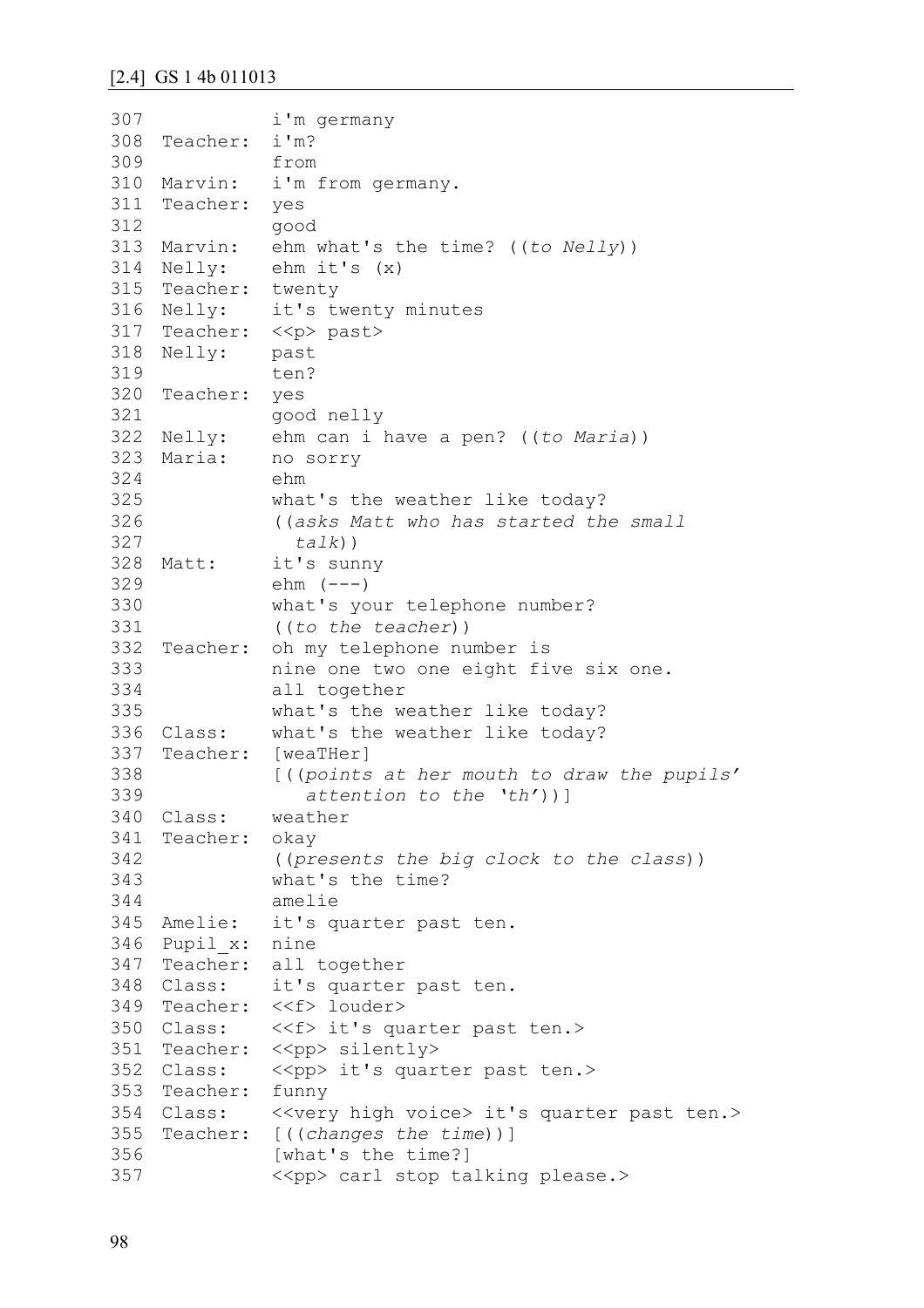[2.4] GS 1 4b 011013

```
307            i'm germany
308  Teacher:  i'm?
309            from
310  Marvin:   i'm from germany.
311  Teacher:  yes
312            good
313  Marvin:   ehm what's the time? ((to Nelly))
314  Nelly:    ehm it's (x)
315  Teacher:  twenty
316  Nelly:    it's twenty minutes
317  Teacher:  <<p> past>
318  Nelly:    past
319            ten?
320  Teacher:  yes
321            good nelly
322  Nelly:    ehm can i have a pen? ((to Maria))
323  Maria:    no sorry
324            ehm
325            what's the weather like today?
326            ((asks Matt who has started the small
327              talk))
328  Matt:     it's sunny
329            ehm (---)
330            what's your telephone number?
331            ((to the teacher))
332  Teacher:  oh my telephone number is
333            nine one two one eight five six one.
334            all together
335            what's the weather like today?
336  Class:    what's the weather like today?
337  Teacher:  [weaTHer]
338            [((points at her mouth to draw the pupils'
339               attention to the 'th'))]
340  Class:    weather
341  Teacher:  okay
342            ((presents the big clock to the class))
343            what's the time?
344            amelie
345  Amelie:   it's quarter past ten.
346  Pupil_x:  nine
347  Teacher:  all together
348  Class:    it's quarter past ten.
349  Teacher:  <<f> louder>
350  Class:    <<f> it's quarter past ten.>
351  Teacher:  <<pp> silently>
352  Class:    <<pp> it's quarter past ten.>
353  Teacher:  funny
354  Class:    <<very high voice> it's quarter past ten.>
355  Teacher:  [((changes the time))]
356            [what's the time?]
357            <<pp> carl stop talking please.>
```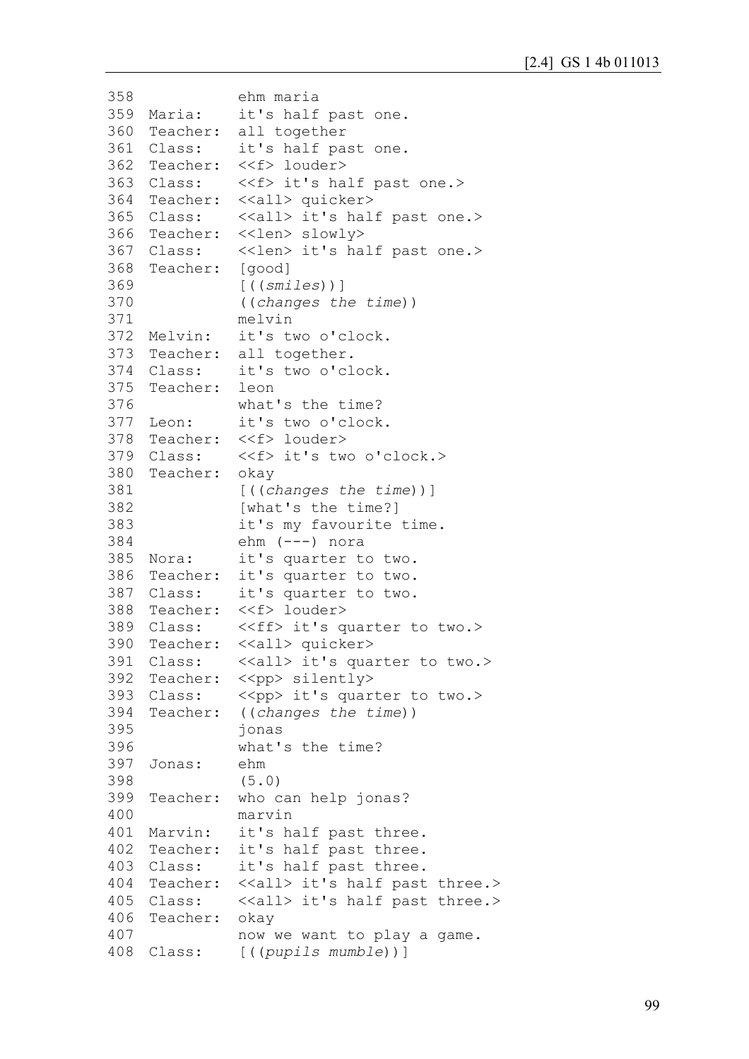```
358             ehm maria
359  Maria:     it's half past one.
360  Teacher:   all together
361  Class:     it's half past one.
362  Teacher:   <<f> louder>
363  Class:     <<f> it's half past one.>
364  Teacher:   <<all> quicker>
365  Class:     <<all> it's half past one.>
366  Teacher:   <<len> slowly>
367  Class:     <<len> it's half past one.>
368  Teacher:   [good]
369             [((smiles))]
370             ((changes the time))
371             melvin
372  Melvin:    it's two o'clock.
373  Teacher:   all together.
374  Class:     it's two o'clock.
375  Teacher:   leon
376             what's the time?
377  Leon:      it's two o'clock.
378  Teacher:   <<f> louder>
379  Class:     <<f> it's two o'clock.>
380  Teacher:   okay
381             [((changes the time))]
382             [what's the time?]
383             it's my favourite time.
384             ehm (---) nora
385  Nora:      it's quarter to two.
386  Teacher:   it's quarter to two.
387  Class:     it's quarter to two.
388  Teacher:   <<f> louder>
389  Class:     <<ff> it's quarter to two.>
390  Teacher:   <<all> quicker>
391  Class:     <<all> it's quarter to two.>
392  Teacher:   <<pp> silently>
393  Class:     <<pp> it's quarter to two.>
394  Teacher:   ((changes the time))
395             jonas
396             what's the time?
397  Jonas:     ehm
398             (5.0)
399  Teacher:   who can help jonas?
400             marvin
401  Marvin:    it's half past three.
402  Teacher:   it's half past three.
403  Class:     it's half past three.
404  Teacher:   <<all> it's half past three.>
405  Class:     <<all> it's half past three.>
406  Teacher:   okay
407             now we want to play a game.
408  Class:     [((pupils mumble))]
```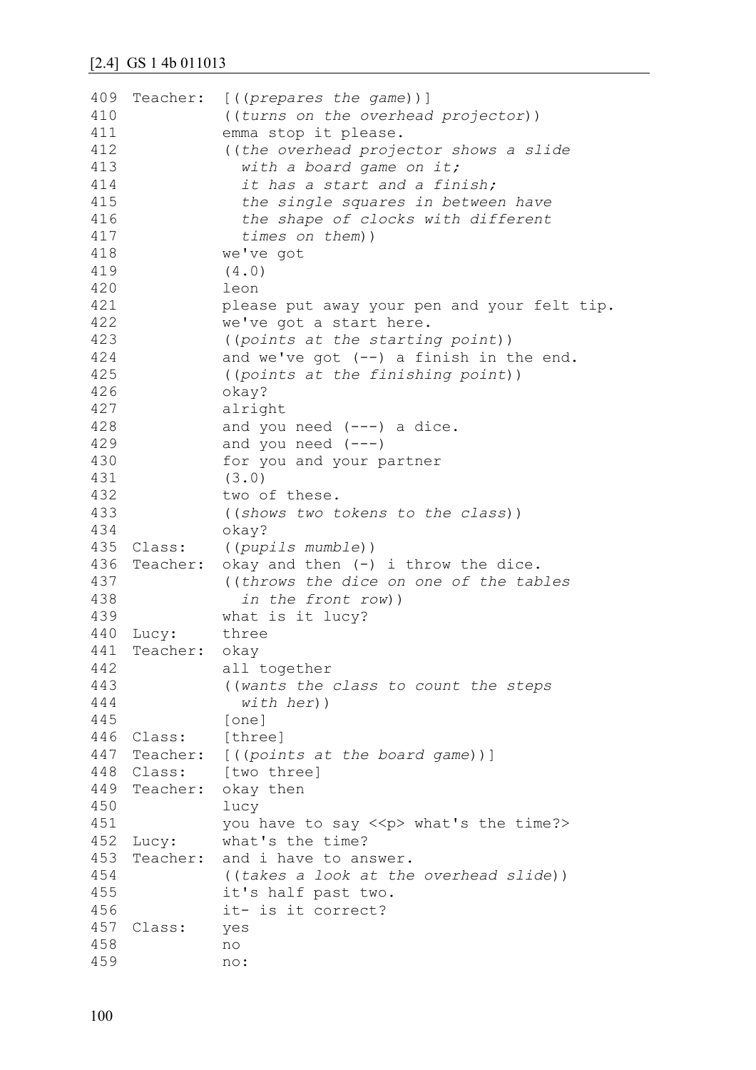[2.4] GS 1 4b 011013

```
409  Teacher:  [((prepares the game))]
410            ((turns on the overhead projector))
411            emma stop it please.
412            ((the overhead projector shows a slide
413              with a board game on it;
414              it has a start and a finish;
415              the single squares in between have
416              the shape of clocks with different
417              times on them))
418            we've got
419            (4.0)
420            leon
421            please put away your pen and your felt tip.
422            we've got a start here.
423            ((points at the starting point))
424            and we've got (--) a finish in the end.
425            ((points at the finishing point))
426            okay?
427            alright
428            and you need (---) a dice.
429            and you need (---)
430            for you and your partner
431            (3.0)
432            two of these.
433            ((shows two tokens to the class))
434            okay?
435  Class:    ((pupils mumble))
436  Teacher:  okay and then (-) i throw the dice.
437            ((throws the dice on one of the tables
438              in the front row))
439            what is it lucy?
440  Lucy:     three
441  Teacher:  okay
442            all together
443            ((wants the class to count the steps
444              with her))
445            [one]
446  Class:    [three]
447  Teacher:  [((points at the board game))]
448  Class:    [two three]
449  Teacher:  okay then
450            lucy
451            you have to say <<p> what's the time?>
452  Lucy:     what's the time?
453  Teacher:  and i have to answer.
454            ((takes a look at the overhead slide))
455            it's half past two.
456            it- is it correct?
457  Class:    yes
458            no
459            no:
```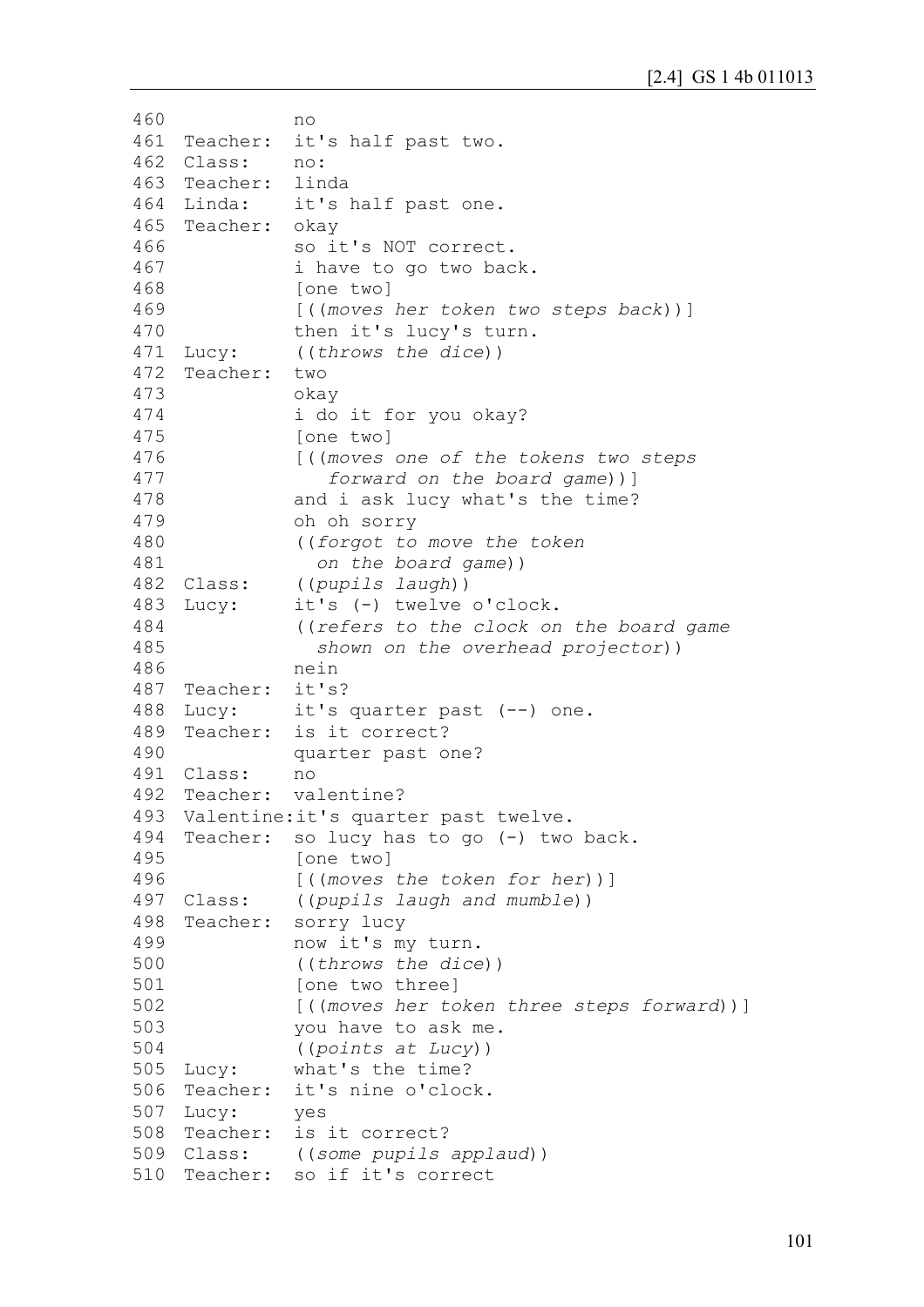```
460            no
461  Teacher:  it's half past two.
462  Class:    no:
463  Teacher:  linda
464  Linda:    it's half past one.
465  Teacher:  okay
466            so it's NOT correct.
467            i have to go two back.
468            [one two]
469            [((moves her token two steps back))]
470            then it's lucy's turn.
471  Lucy:     ((throws the dice))
472  Teacher:  two
473            okay
474            i do it for you okay?
475            [one two]
476            [((moves one of the tokens two steps
477               forward on the board game))]
478            and i ask lucy what's the time?
479            oh oh sorry
480            ((forgot to move the token
481              on the board game))
482  Class:    ((pupils laugh))
483  Lucy:     it's (-) twelve o'clock.
484            ((refers to the clock on the board game
485              shown on the overhead projector))
486            nein
487  Teacher:  it's?
488  Lucy:     it's quarter past (--) one.
489  Teacher:  is it correct?
490            quarter past one?
491  Class:    no
492  Teacher:  valentine?
493  Valentine:it's quarter past twelve.
494  Teacher:  so lucy has to go (-) two back.
495            [one two]
496            [((moves the token for her))]
497  Class:    ((pupils laugh and mumble))
498  Teacher:  sorry lucy
499            now it's my turn.
500            ((throws the dice))
501            [one two three]
502            [((moves her token three steps forward))]
503            you have to ask me.
504            ((points at Lucy))
505  Lucy:     what's the time?
506  Teacher:  it's nine o'clock.
507  Lucy:     yes
508  Teacher:  is it correct?
509  Class:    ((some pupils applaud))
510  Teacher:  so if it's correct
```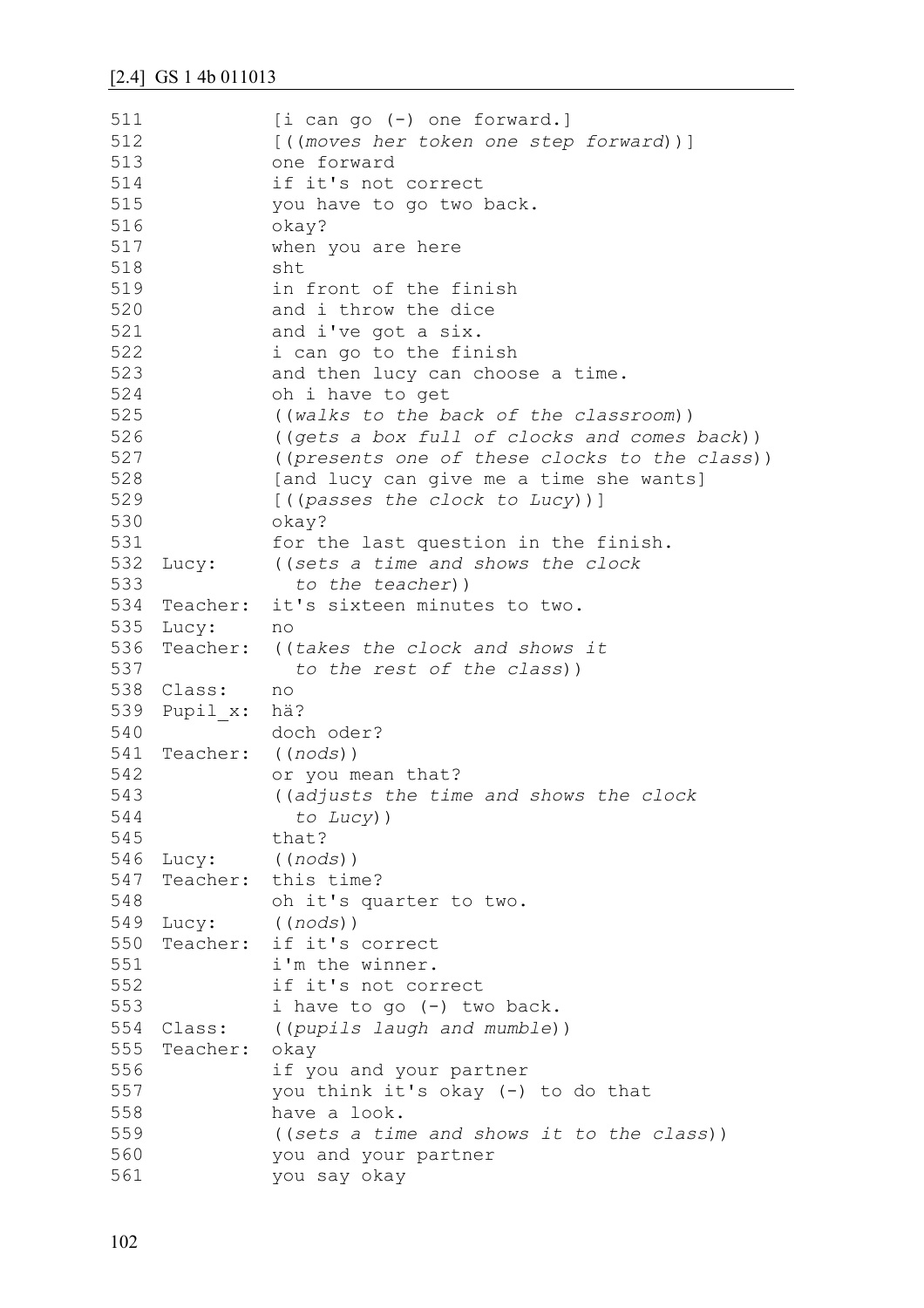[2.4] GS 1 4b 011013

```
511              [i can go (-) one forward.]
512              [((moves her token one step forward))]
513              one forward
514              if it's not correct
515              you have to go two back.
516              okay?
517              when you are here
518              sht
519              in front of the finish
520              and i throw the dice
521              and i've got a six.
522              i can go to the finish
523              and then lucy can choose a time.
524              oh i have to get
525              ((walks to the back of the classroom))
526              ((gets a box full of clocks and comes back))
527              ((presents one of these clocks to the class))
528              [and lucy can give me a time she wants]
529              [((passes the clock to Lucy))]
530              okay?
531              for the last question in the finish.
532  Lucy:       ((sets a time and shows the clock
533                to the teacher))
534  Teacher:    it's sixteen minutes to two.
535  Lucy:       no
536  Teacher:    ((takes the clock and shows it
537                to the rest of the class))
538  Class:      no
539  Pupil_x:    hä?
540              doch oder?
541  Teacher:    ((nods))
542              or you mean that?
543              ((adjusts the time and shows the clock
544                to Lucy))
545              that?
546  Lucy:       ((nods))
547  Teacher:    this time?
548              oh it's quarter to two.
549  Lucy:       ((nods))
550  Teacher:    if it's correct
551              i'm the winner.
552              if it's not correct
553              i have to go (-) two back.
554  Class:      ((pupils laugh and mumble))
555  Teacher:    okay
556              if you and your partner
557              you think it's okay (-) to do that
558              have a look.
559              ((sets a time and shows it to the class))
560              you and your partner
561              you say okay
```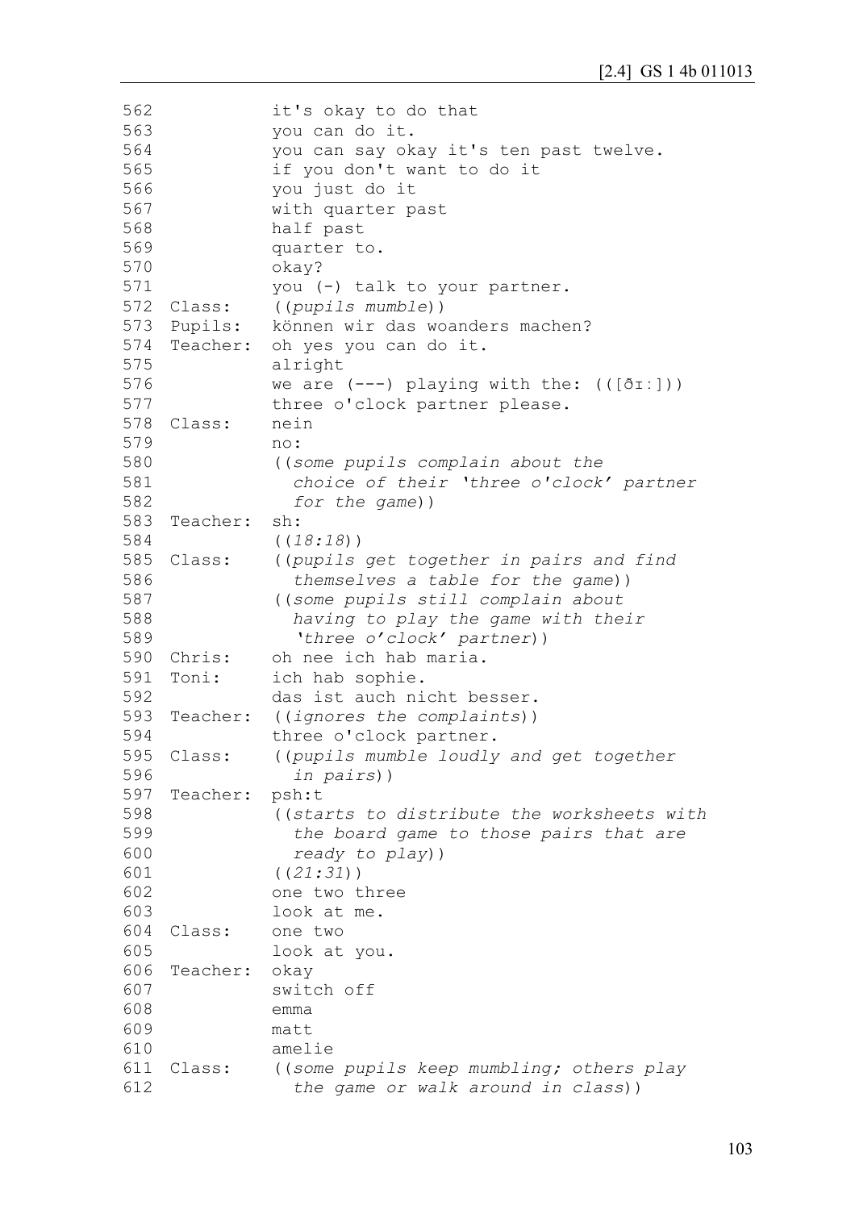```
562            it's okay to do that
563            you can do it.
564            you can say okay it's ten past twelve.
565            if you don't want to do it
566            you just do it
567            with quarter past
568            half past
569            quarter to.
570            okay?
571            you (-) talk to your partner.
572  Class:    ((pupils mumble))
573  Pupils:   können wir das woanders machen?
574  Teacher:  oh yes you can do it.
575            alright
576            we are (---) playing with the: (([ðɪ:]))
577            three o'clock partner please.
578  Class:    nein
579            no:
580            ((some pupils complain about the
581              choice of their 'three o'clock' partner
582              for the game))
583  Teacher:  sh:
584            ((18:18))
585  Class:    ((pupils get together in pairs and find
586              themselves a table for the game))
587            ((some pupils still complain about
588              having to play the game with their
589              'three o'clock' partner))
590  Chris:    oh nee ich hab maria.
591  Toni:     ich hab sophie.
592            das ist auch nicht besser.
593  Teacher:  ((ignores the complaints))
594            three o'clock partner.
595  Class:    ((pupils mumble loudly and get together
596              in pairs))
597  Teacher:  psh:t
598            ((starts to distribute the worksheets with
599              the board game to those pairs that are
600              ready to play))
601            ((21:31))
602            one two three
603            look at me.
604  Class:    one two
605            look at you.
606  Teacher:  okay
607            switch off
608            emma
609            matt
610            amelie
611  Class:    ((some pupils keep mumbling; others play
612              the game or walk around in class))
```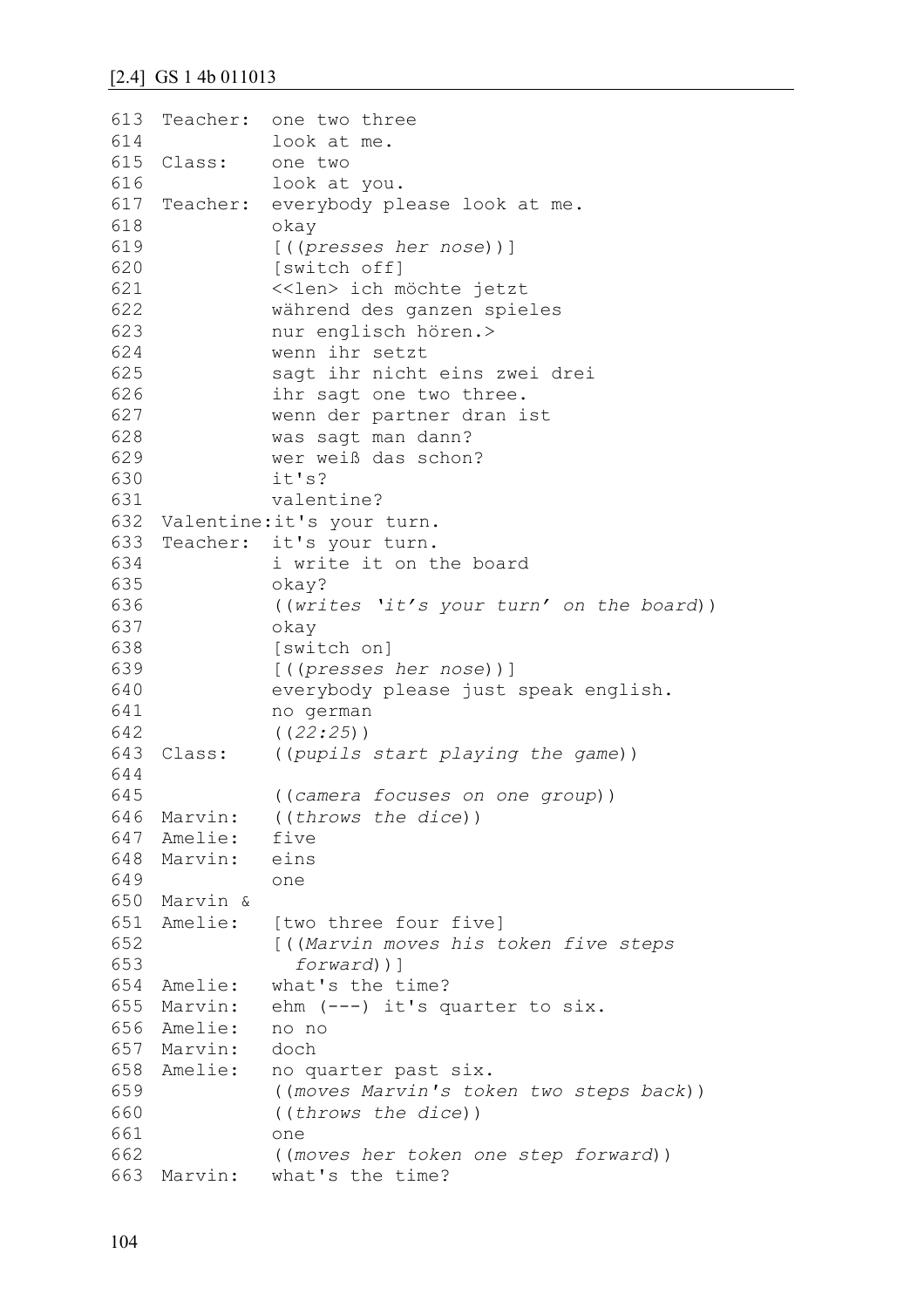```
613  Teacher:  one two three
614            look at me.
615  Class:    one two
616            look at you.
617  Teacher:  everybody please look at me.
618            okay
619            [((presses her nose))]
620            [switch off]
621            <<len> ich möchte jetzt
622            während des ganzen spieles
623            nur englisch hören.>
624            wenn ihr setzt
625            sagt ihr nicht eins zwei drei
626            ihr sagt one two three.
627            wenn der partner dran ist
628            was sagt man dann?
629            wer weiß das schon?
630            it's?
631            valentine?
632  Valentine:it's your turn.
633  Teacher:  it's your turn.
634            i write it on the board
635            okay?
636            ((writes 'it's your turn' on the board))
637            okay
638            [switch on]
639            [((presses her nose))]
640            everybody please just speak english.
641            no german
642            ((22:25))
643  Class:    ((pupils start playing the game))
644
645            ((camera focuses on one group))
646  Marvin:   ((throws the dice))
647  Amelie:   five
648  Marvin:   eins
649            one
650  Marvin &
651  Amelie:   [two three four five]
652            [((Marvin moves his token five steps
653              forward))]
654  Amelie:   what's the time?
655  Marvin:   ehm (---) it's quarter to six.
656  Amelie:   no no
657  Marvin:   doch
658  Amelie:   no quarter past six.
659            ((moves Marvin's token two steps back))
660            ((throws the dice))
661            one
662            ((moves her token one step forward))
663  Marvin:   what's the time?
```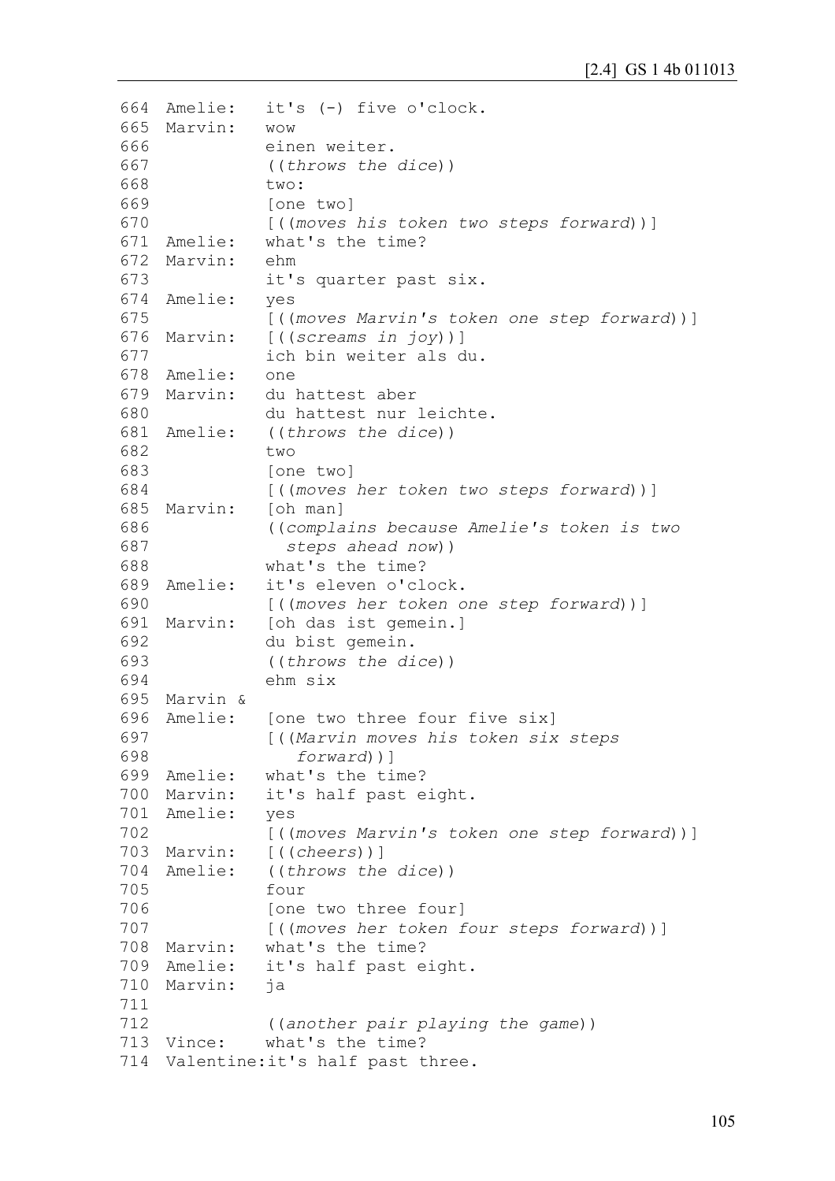```
664  Amelie:   it's (-) five o'clock.
665  Marvin:   wow
666            einen weiter.
667            ((throws the dice))
668            two:
669            [one two]
670            [((moves his token two steps forward))]
671  Amelie:   what's the time?
672  Marvin:   ehm
673            it's quarter past six.
674  Amelie:   yes
675            [((moves Marvin's token one step forward))]
676  Marvin:   [((screams in joy))]
677            ich bin weiter als du.
678  Amelie:   one
679  Marvin:   du hattest aber
680            du hattest nur leichte.
681  Amelie:   ((throws the dice))
682            two
683            [one two]
684            [((moves her token two steps forward))]
685  Marvin:   [oh man]
686            ((complains because Amelie's token is two
687              steps ahead now))
688            what's the time?
689  Amelie:   it's eleven o'clock.
690            [((moves her token one step forward))]
691  Marvin:   [oh das ist gemein.]
692            du bist gemein.
693            ((throws the dice))
694            ehm six
695  Marvin &
696  Amelie:   [one two three four five six]
697            [((Marvin moves his token six steps
698              forward))]
699  Amelie:   what's the time?
700  Marvin:   it's half past eight.
701  Amelie:   yes
702            [((moves Marvin's token one step forward))]
703  Marvin:   [((cheers))]
704  Amelie:   ((throws the dice))
705            four
706            [one two three four]
707            [((moves her token four steps forward))]
708  Marvin:   what's the time?
709  Amelie:   it's half past eight.
710  Marvin:   ja
711
712            ((another pair playing the game))
713  Vince:    what's the time?
714  Valentine:it's half past three.
```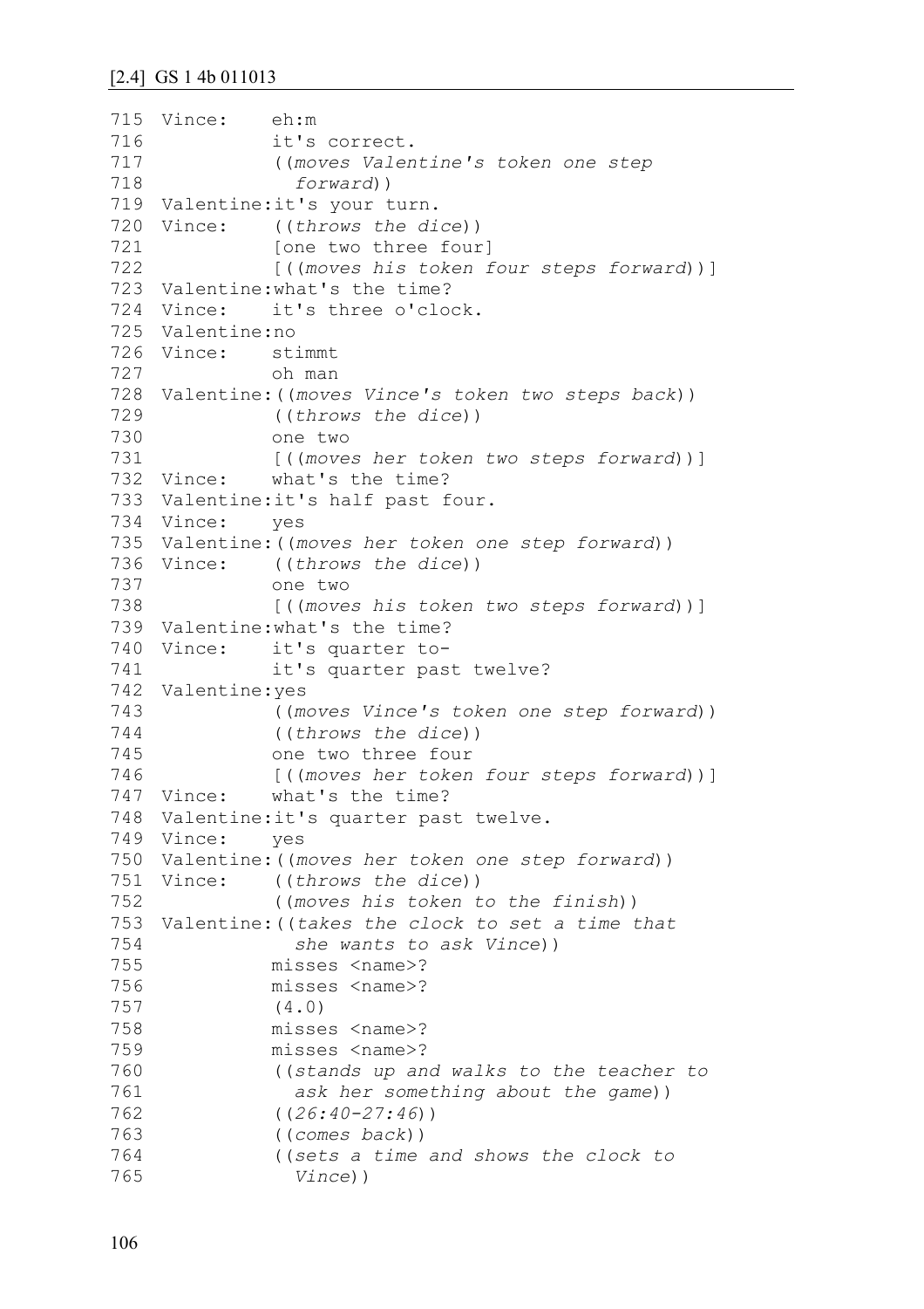## [2.4] GS 1 4b 011013

```
715 Vince:    eh:m
716           it's correct.
717           ((moves Valentine's token one step
718             forward))
719 Valentine:it's your turn.
720 Vince:    ((throws the dice))
721           [one two three four]
722           [((moves his token four steps forward))]
723 Valentine:what's the time?
724 Vince:    it's three o'clock.
725 Valentine:no
726 Vince:    stimmt
727           oh man
728 Valentine:((moves Vince's token two steps back))
729           ((throws the dice))
730           one two
731           [((moves her token two steps forward))]
732 Vince:    what's the time?
733 Valentine:it's half past four.
734 Vince:    yes
735 Valentine:((moves her token one step forward))
736 Vince:    ((throws the dice))
737           one two
738           [((moves his token two steps forward))]
739 Valentine:what's the time?
740 Vince:    it's quarter to-
741           it's quarter past twelve?
742 Valentine:yes
743           ((moves Vince's token one step forward))
744           ((throws the dice))
745           one two three four
746           [((moves her token four steps forward))]
747 Vince:    what's the time?
748 Valentine:it's quarter past twelve.
749 Vince:    yes
750 Valentine:((moves her token one step forward))
751 Vince:    ((throws the dice))
752           ((moves his token to the finish))
753 Valentine:((takes the clock to set a time that
754             she wants to ask Vince))
755           misses <name>?
756           misses <name>?
757           (4.0)
758           misses <name>?
759           misses <name>?
760           ((stands up and walks to the teacher to
761             ask her something about the game))
762           ((26:40-27:46))
763           ((comes back))
764           ((sets a time and shows the clock to
765             Vince))
```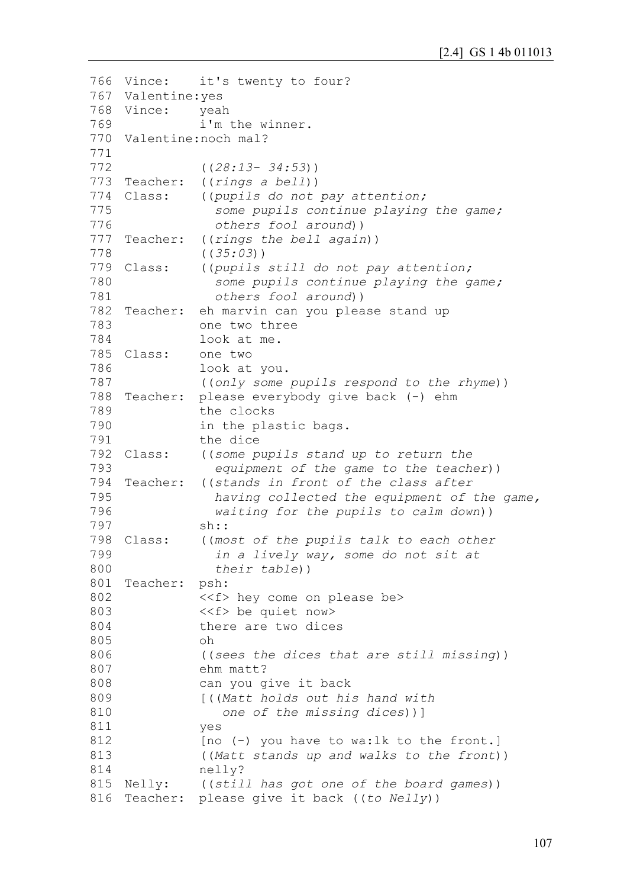```
766 Vince:     it's twenty to four?
767 Valentine:yes
768 Vince:     yeah
769            i'm the winner.
770 Valentine:noch mal?
771
772            ((28:13- 34:53))
773 Teacher:   ((rings a bell))
774 Class:     ((pupils do not pay attention;
775              some pupils continue playing the game;
776              others fool around))
777 Teacher:   ((rings the bell again))
778            ((35:03))
779 Class:     ((pupils still do not pay attention;
780              some pupils continue playing the game;
781              others fool around))
782 Teacher:   eh marvin can you please stand up
783            one two three
784            look at me.
785 Class:     one two
786            look at you.
787            ((only some pupils respond to the rhyme))
788 Teacher:   please everybody give back (-) ehm
789            the clocks
790            in the plastic bags.
791            the dice
792 Class:     ((some pupils stand up to return the
793              equipment of the game to the teacher))
794 Teacher:   ((stands in front of the class after
795              having collected the equipment of the game,
796              waiting for the pupils to calm down))
797            sh::
798 Class:     ((most of the pupils talk to each other
799              in a lively way, some do not sit at
800              their table))
801 Teacher:   psh:
802            <<f> hey come on please be>
803            <<f> be quiet now>
804            there are two dices
805            oh
806            ((sees the dices that are still missing))
807            ehm matt?
808            can you give it back
809            [((Matt holds out his hand with
810               one of the missing dices))]
811            yes
812            [no (-) you have to wa:lk to the front.]
813            ((Matt stands up and walks to the front))
814            nelly?
815 Nelly:     ((still has got one of the board games))
816 Teacher:   please give it back ((to Nelly))
```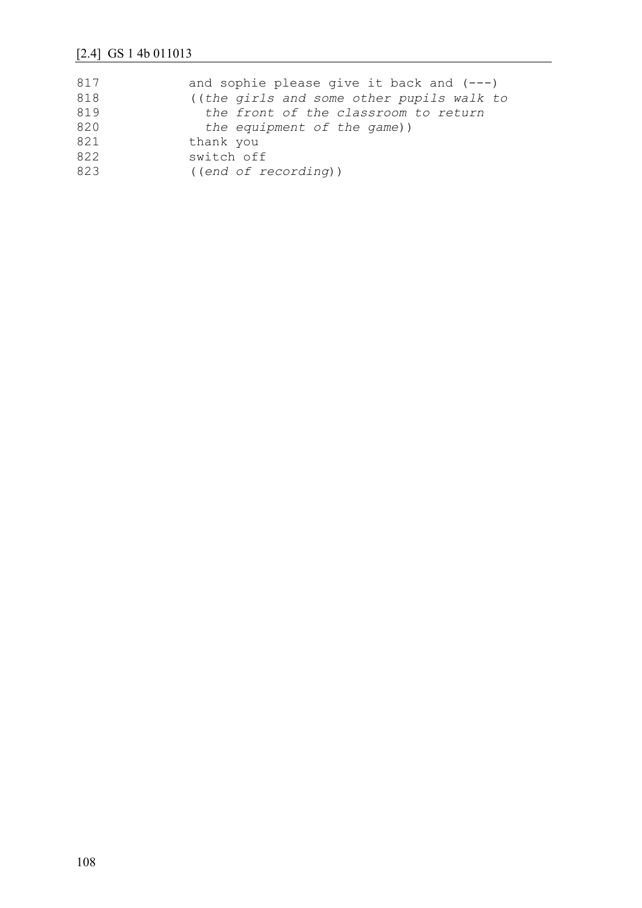```
817          and sophie please give it back and (---)
818          ((the girls and some other pupils walk to
819            the front of the classroom to return
820            the equipment of the game))
821          thank you
822          switch off
823          ((end of recording))
```